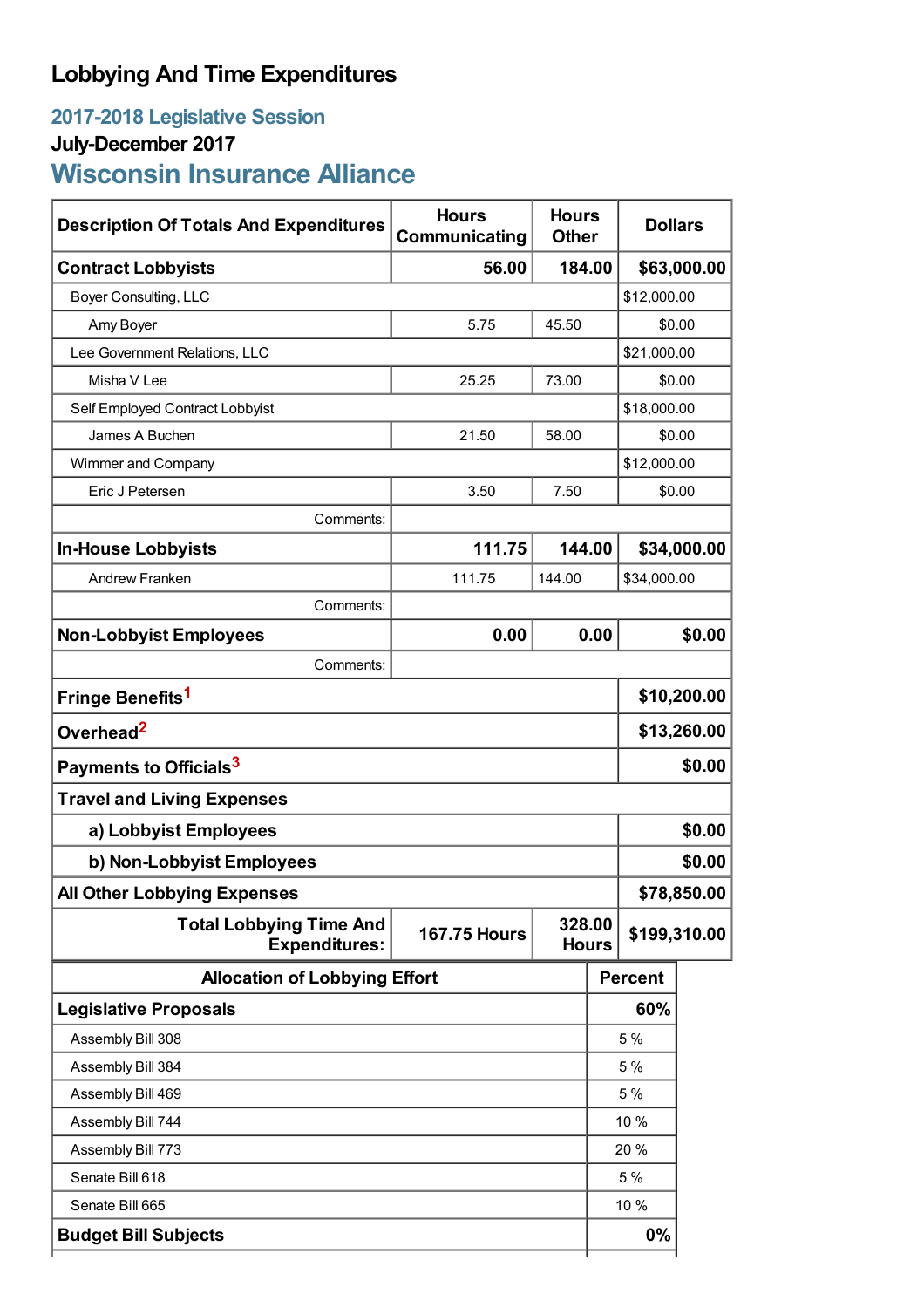# Lobbying And Time Expenditures

## 2017-2018 Legislative Session

### July-December 2017

## Wisconsin Insurance Alliance

| Description Of Totals And Expenditures | Hours Communicating | Hours Other | Dollars |
|---|---|---|---|
| **Contract Lobbyists** | **56.00** | **184.00** | **$63,000.00** |
| Boyer Consulting, LLC | | | $12,000.00 |
| Amy Boyer | 5.75 | 45.50 | $0.00 |
| Lee Government Relations, LLC | | | $21,000.00 |
| Misha V Lee | 25.25 | 73.00 | $0.00 |
| Self Employed Contract Lobbyist | | | $18,000.00 |
| James A Buchen | 21.50 | 58.00 | $0.00 |
| Wimmer and Company | | | $12,000.00 |
| Eric J Petersen | 3.50 | 7.50 | $0.00 |
| Comments: | | | |
| **In-House Lobbyists** | **111.75** | **144.00** | **$34,000.00** |
| Andrew Franken | 111.75 | 144.00 | $34,000.00 |
| Comments: | | | |
| **Non-Lobbyist Employees** | **0.00** | **0.00** | **$0.00** |
| Comments: | | | |
| **Fringe Benefits**[1] | | | **$10,200.00** |
| **Overhead**[2] | | | **$13,260.00** |
| **Payments to Officials**[3] | | | **$0.00** |
| **Travel and Living Expenses** | | | |
| **a) Lobbyist Employees** | | | **$0.00** |
| **b) Non-Lobbyist Employees** | | | **$0.00** |
| **All Other Lobbying Expenses** | | | **$78,850.00** |
| **Total Lobbying Time And Expenditures:** | **167.75 Hours** | **328.00 Hours** | **$199,310.00** |

| Allocation of Lobbying Effort | Percent |
|---|---|
| **Legislative Proposals** | **60%** |
| Assembly Bill 308 | 5 % |
| Assembly Bill 384 | 5 % |
| Assembly Bill 469 | 5 % |
| Assembly Bill 744 | 10 % |
| Assembly Bill 773 | 20 % |
| Senate Bill 618 | 5 % |
| Senate Bill 665 | 10 % |
| **Budget Bill Subjects** | **0%** |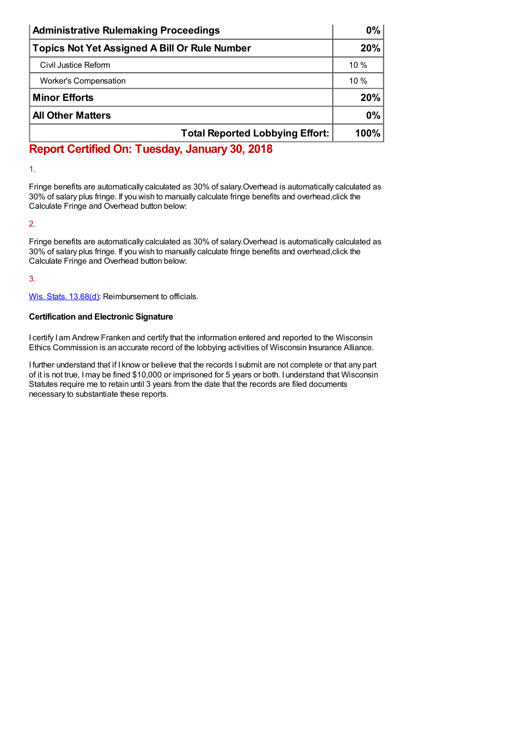| | |
|---|---|
| **Administrative Rulemaking Proceedings** | **0%** |
| **Topics Not Yet Assigned A Bill Or Rule Number** | **20%** |
| Civil Justice Reform | 10 % |
| Worker's Compensation | 10 % |
| **Minor Efforts** | **20%** |
| **All Other Matters** | **0%** |
| **Total Reported Lobbying Effort:** | **100%** |

## Report Certified On: Tuesday, January 30, 2018

1.

Fringe benefits are automatically calculated as 30% of salary.Overhead is automatically calculated as 30% of salary plus fringe. If you wish to manually calculate fringe benefits and overhead,click the Calculate Fringe and Overhead button below:

2.

Fringe benefits are automatically calculated as 30% of salary.Overhead is automatically calculated as 30% of salary plus fringe. If you wish to manually calculate fringe benefits and overhead,click the Calculate Fringe and Overhead button below:

3.

Wis. Stats. 13.68(d): Reimbursement to officials.

**Certification and Electronic Signature**

I certify I am Andrew Franken and certify that the information entered and reported to the Wisconsin Ethics Commission is an accurate record of the lobbying activities of Wisconsin Insurance Alliance.

I further understand that if I know or believe that the records I submit are not complete or that any part of it is not true, I may be fined $10,000 or imprisoned for 5 years or both. I understand that Wisconsin Statutes require me to retain until 3 years from the date that the records are filed documents necessary to substantiate these reports.